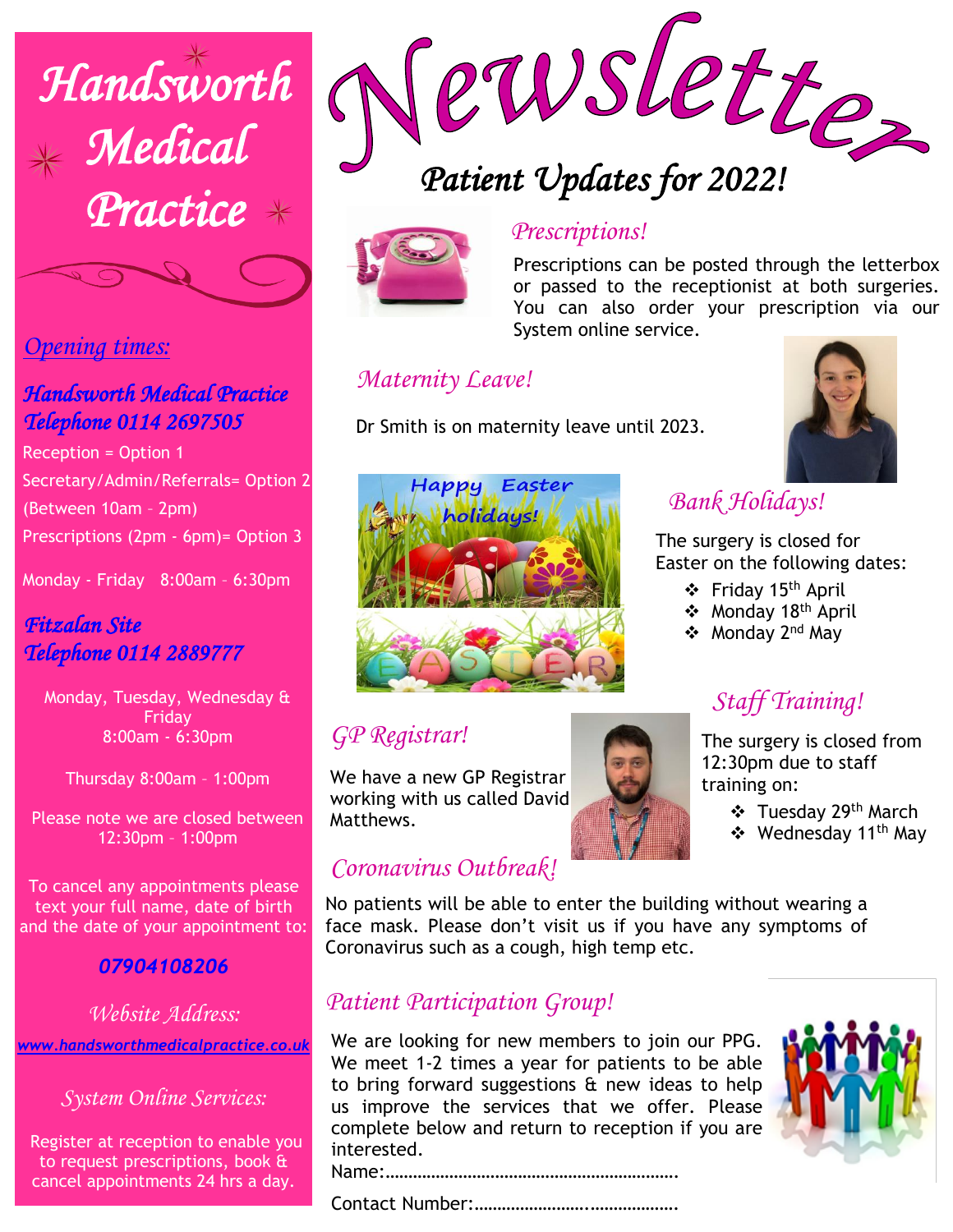# Handsworth Medical Practice

## Opening times:

### Handsworth Medical Practice
### Telephone 0114 2697505

Reception = Option 1

Secretary/Admin/Referrals= Option 2 (Between 10am - 2pm)

Prescriptions (2pm - 6pm)= Option 3

Monday - Friday 8:00am – 6:30pm

### Fitzalan Site
### Telephone 0114 2889777

Monday, Tuesday, Wednesday & Friday
8:00am - 6:30pm

Thursday 8:00am – 1:00pm

Please note we are closed between 12:30pm – 1:00pm

To cancel any appointments please text your full name, date of birth and the date of your appointment to:

**07904108206**

### Website Address:

www.handsworthmedicalpractice.co.uk

### System Online Services:

Register at reception to enable you to request prescriptions, book & cancel appointments 24 hrs a day.

# Newsletter

## Patient Updates for 2022!

### Prescriptions!

Prescriptions can be posted through the letterbox or passed to the receptionist at both surgeries. You can also order your prescription via our System online service.

### Maternity Leave!

Dr Smith is on maternity leave until 2023.

Happy Easter holidays!

EASTER

### Bank Holidays!

The surgery is closed for Easter on the following dates:

- Friday 15th April
- Monday 18th April
- Monday 2nd May

### Staff Training!

The surgery is closed from 12:30pm due to staff training on:

- Tuesday 29th March
- Wednesday 11th May

### GP Registrar!

We have a new GP Registrar working with us called David Matthews.

### Coronavirus Outbreak!

No patients will be able to enter the building without wearing a face mask. Please don't visit us if you have any symptoms of Coronavirus such as a cough, high temp etc.

### Patient Participation Group!

We are looking for new members to join our PPG. We meet 1-2 times a year for patients to be able to bring forward suggestions & new ideas to help us improve the services that we offer. Please complete below and return to reception if you are interested.

Name:………………………………………………………

Contact Number:………………………………………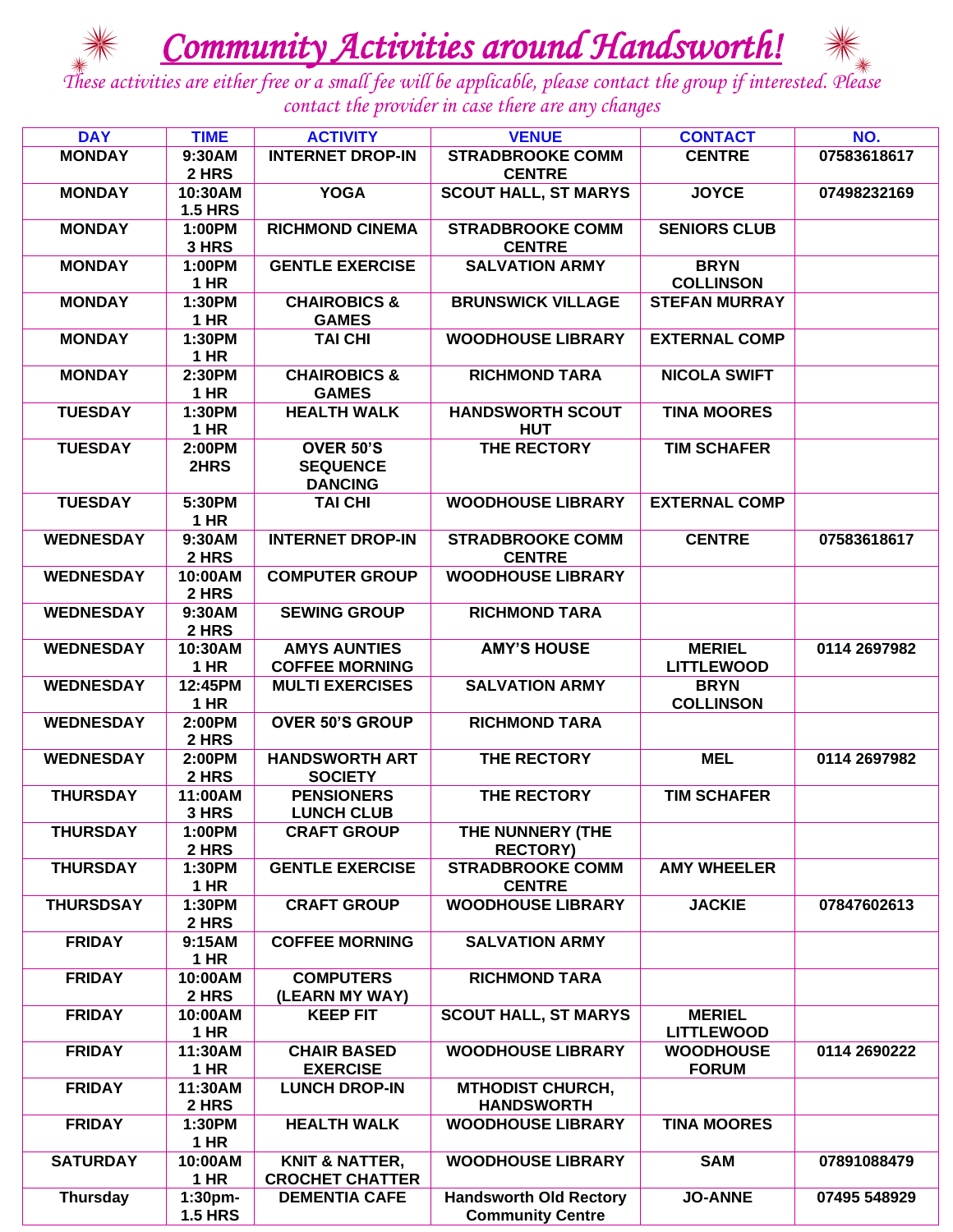# *Community Activities around Handsworth!*

*These activities are either free or a small fee will be applicable, please contact the group if interested. Please contact the provider in case there are any changes*

| DAY | TIME | ACTIVITY | VENUE | CONTACT | NO. |
|---|---|---|---|---|---|
| MONDAY | 9:30AM 2 HRS | INTERNET DROP-IN | STRADBROOKE COMM CENTRE | CENTRE | 07583618617 |
| MONDAY | 10:30AM 1.5 HRS | YOGA | SCOUT HALL, ST MARYS | JOYCE | 07498232169 |
| MONDAY | 1:00PM 3 HRS | RICHMOND CINEMA | STRADBROOKE COMM CENTRE | SENIORS CLUB | |
| MONDAY | 1:00PM 1 HR | GENTLE EXERCISE | SALVATION ARMY | BRYN COLLINSON | |
| MONDAY | 1:30PM 1 HR | CHAIROBICS & GAMES | BRUNSWICK VILLAGE | STEFAN MURRAY | |
| MONDAY | 1:30PM 1 HR | TAI CHI | WOODHOUSE LIBRARY | EXTERNAL COMP | |
| MONDAY | 2:30PM 1 HR | CHAIROBICS & GAMES | RICHMOND TARA | NICOLA SWIFT | |
| TUESDAY | 1:30PM 1 HR | HEALTH WALK | HANDSWORTH SCOUT HUT | TINA MOORES | |
| TUESDAY | 2:00PM 2HRS | OVER 50'S SEQUENCE DANCING | THE RECTORY | TIM SCHAFER | |
| TUESDAY | 5:30PM 1 HR | TAI CHI | WOODHOUSE LIBRARY | EXTERNAL COMP | |
| WEDNESDAY | 9:30AM 2 HRS | INTERNET DROP-IN | STRADBROOKE COMM CENTRE | CENTRE | 07583618617 |
| WEDNESDAY | 10:00AM 2 HRS | COMPUTER GROUP | WOODHOUSE LIBRARY | | |
| WEDNESDAY | 9:30AM 2 HRS | SEWING GROUP | RICHMOND TARA | | |
| WEDNESDAY | 10:30AM 1 HR | AMYS AUNTIES COFFEE MORNING | AMY'S HOUSE | MERIEL LITTLEWOOD | 0114 2697982 |
| WEDNESDAY | 12:45PM 1 HR | MULTI EXERCISES | SALVATION ARMY | BRYN COLLINSON | |
| WEDNESDAY | 2:00PM 2 HRS | OVER 50'S GROUP | RICHMOND TARA | | |
| WEDNESDAY | 2:00PM 2 HRS | HANDSWORTH ART SOCIETY | THE RECTORY | MEL | 0114 2697982 |
| THURSDAY | 11:00AM 3 HRS | PENSIONERS LUNCH CLUB | THE RECTORY | TIM SCHAFER | |
| THURSDAY | 1:00PM 2 HRS | CRAFT GROUP | THE NUNNERY (THE RECTORY) | | |
| THURSDAY | 1:30PM 1 HR | GENTLE EXERCISE | STRADBROOKE COMM CENTRE | AMY WHEELER | |
| THURSDSAY | 1:30PM 2 HRS | CRAFT GROUP | WOODHOUSE LIBRARY | JACKIE | 07847602613 |
| FRIDAY | 9:15AM 1 HR | COFFEE MORNING | SALVATION ARMY | | |
| FRIDAY | 10:00AM 2 HRS | COMPUTERS (LEARN MY WAY) | RICHMOND TARA | | |
| FRIDAY | 10:00AM 1 HR | KEEP FIT | SCOUT HALL, ST MARYS | MERIEL LITTLEWOOD | |
| FRIDAY | 11:30AM 1 HR | CHAIR BASED EXERCISE | WOODHOUSE LIBRARY | WOODHOUSE FORUM | 0114 2690222 |
| FRIDAY | 11:30AM 2 HRS | LUNCH DROP-IN | MTHODIST CHURCH, HANDSWORTH | | |
| FRIDAY | 1:30PM 1 HR | HEALTH WALK | WOODHOUSE LIBRARY | TINA MOORES | |
| SATURDAY | 10:00AM 1 HR | KNIT & NATTER, CROCHET CHATTER | WOODHOUSE LIBRARY | SAM | 07891088479 |
| Thursday | 1:30pm- 1.5 HRS | DEMENTIA CAFE | Handsworth Old Rectory Community Centre | JO-ANNE | 07495 548929 |